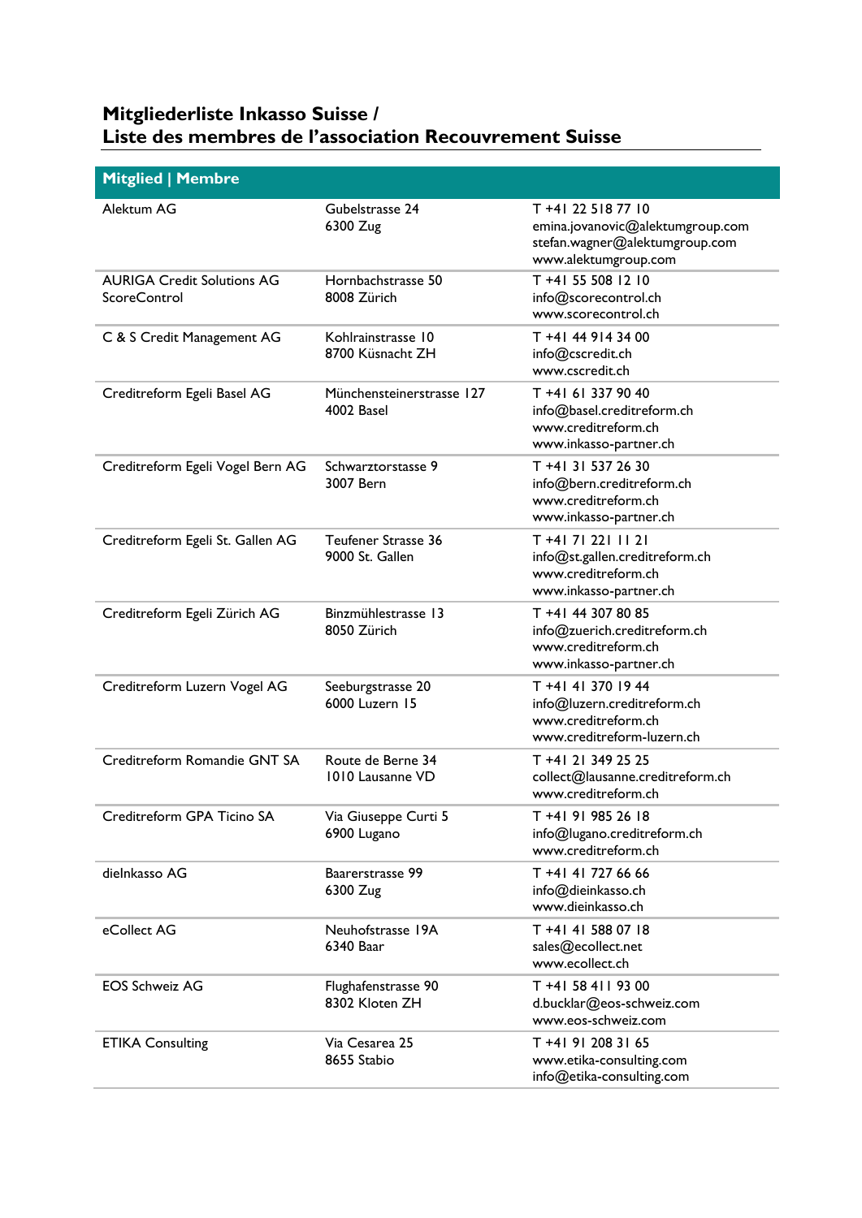## Mitgliederliste Inkasso Suisse / Liste des membres de l'association Recouvrement Suisse

| Mitglied \| Membre | | |
|---|---|---|
| Alektum AG | Gubelstrasse 24<br>6300 Zug | T +41 22 518 77 10<br>emina.jovanovic@alektumgroup.com<br>stefan.wagner@alektumgroup.com<br>www.alektumgroup.com |
| AURIGA Credit Solutions AG<br>ScoreControl | Hornbachstrasse 50<br>8008 Zürich | T +41 55 508 12 10<br>info@scorecontrol.ch<br>www.scorecontrol.ch |
| C & S Credit Management AG | Kohlrainstrasse 10<br>8700 Küsnacht ZH | T +41 44 914 34 00<br>info@cscredit.ch<br>www.cscredit.ch |
| Creditreform Egeli Basel AG | Münchensteinerstrasse 127<br>4002 Basel | T +41 61 337 90 40<br>info@basel.creditreform.ch<br>www.creditreform.ch<br>www.inkasso-partner.ch |
| Creditreform Egeli Vogel Bern AG | Schwarztorstasse 9<br>3007 Bern | T +41 31 537 26 30<br>info@bern.creditreform.ch<br>www.creditreform.ch<br>www.inkasso-partner.ch |
| Creditreform Egeli St. Gallen AG | Teufener Strasse 36<br>9000 St. Gallen | T +41 71 221 11 21<br>info@st.gallen.creditreform.ch<br>www.creditreform.ch<br>www.inkasso-partner.ch |
| Creditreform Egeli Zürich AG | Binzmühlestrasse 13<br>8050 Zürich | T +41 44 307 80 85<br>info@zuerich.creditreform.ch<br>www.creditreform.ch<br>www.inkasso-partner.ch |
| Creditreform Luzern Vogel AG | Seeburgstrasse 20<br>6000 Luzern 15 | T +41 41 370 19 44<br>info@luzern.creditreform.ch<br>www.creditreform.ch<br>www.creditreform-luzern.ch |
| Creditreform Romandie GNT SA | Route de Berne 34<br>1010 Lausanne VD | T +41 21 349 25 25<br>collect@lausanne.creditreform.ch<br>www.creditreform.ch |
| Creditreform GPA Ticino SA | Via Giuseppe Curti 5<br>6900 Lugano | T +41 91 985 26 18<br>info@lugano.creditreform.ch<br>www.creditreform.ch |
| dieInkasso AG | Baarerstrasse 99<br>6300 Zug | T +41 41 727 66 66<br>info@dieinkasso.ch<br>www.dieinkasso.ch |
| eCollect AG | Neuhofstrasse 19A<br>6340 Baar | T +41 41 588 07 18<br>sales@ecollect.net<br>www.ecollect.ch |
| EOS Schweiz AG | Flughafenstrasse 90<br>8302 Kloten ZH | T +41 58 411 93 00<br>d.bucklar@eos-schweiz.com<br>www.eos-schweiz.com |
| ETIKA Consulting | Via Cesarea 25<br>8655 Stabio | T +41 91 208 31 65<br>www.etika-consulting.com<br>info@etika-consulting.com |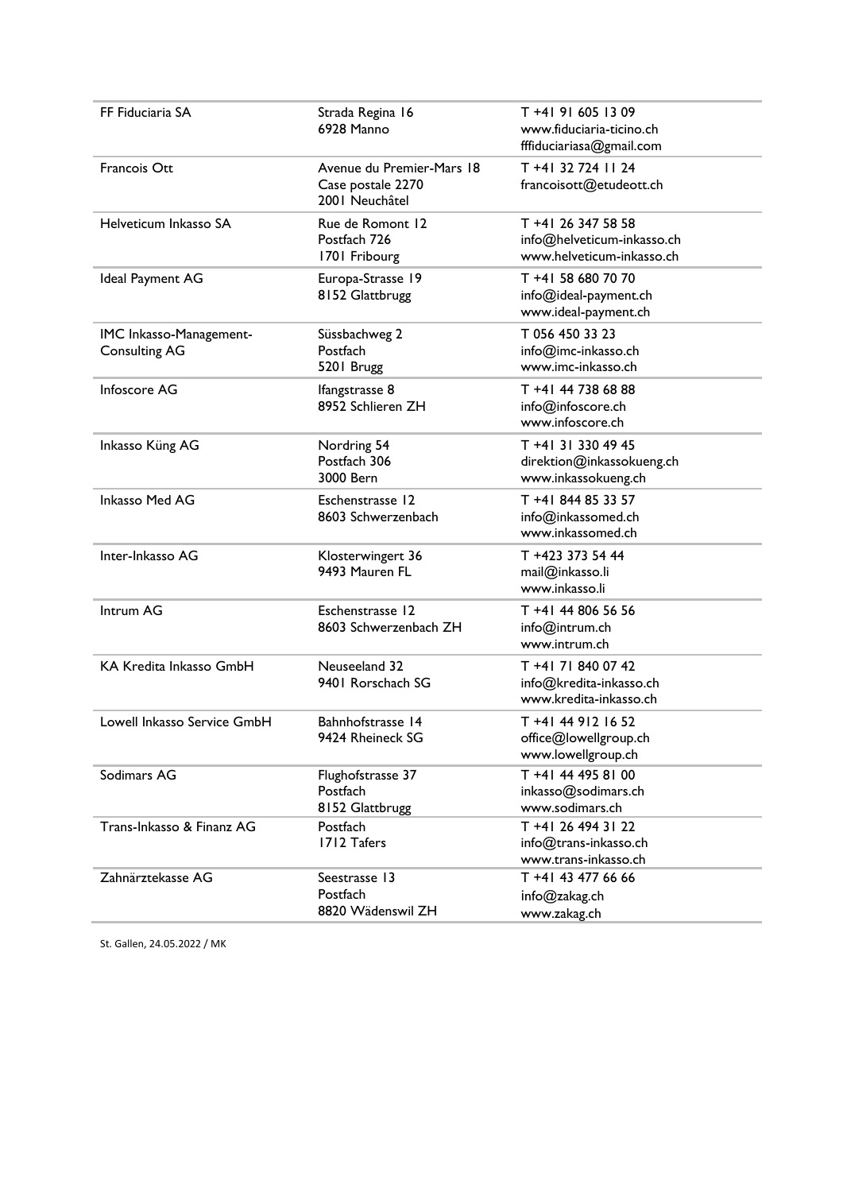| | | |
|---|---|---|
| FF Fiduciaria SA | Strada Regina 16<br>6928 Manno | T +41 91 605 13 09<br>www.fiduciaria-ticino.ch<br>fffiduciariasa@gmail.com |
| Francois Ott | Avenue du Premier-Mars 18<br>Case postale 2270<br>2001 Neuchâtel | T +41 32 724 11 24<br>francoisott@etudeott.ch |
| Helveticum Inkasso SA | Rue de Romont 12<br>Postfach 726<br>1701 Fribourg | T +41 26 347 58 58<br>info@helveticum-inkasso.ch<br>www.helveticum-inkasso.ch |
| Ideal Payment AG | Europa-Strasse 19<br>8152 Glattbrugg | T +41 58 680 70 70<br>info@ideal-payment.ch<br>www.ideal-payment.ch |
| IMC Inkasso-Management-Consulting AG | Süssbachweg 2<br>Postfach<br>5201 Brugg | T 056 450 33 23<br>info@imc-inkasso.ch<br>www.imc-inkasso.ch |
| Infoscore AG | Ifangstrasse 8<br>8952 Schlieren ZH | T +41 44 738 68 88<br>info@infoscore.ch<br>www.infoscore.ch |
| Inkasso Küng AG | Nordring 54<br>Postfach 306<br>3000 Bern | T +41 31 330 49 45<br>direktion@inkassokueng.ch<br>www.inkassokueng.ch |
| Inkasso Med AG | Eschenstrasse 12<br>8603 Schwerzenbach | T +41 844 85 33 57<br>info@inkassomed.ch<br>www.inkassomed.ch |
| Inter-Inkasso AG | Klosterwingert 36<br>9493 Mauren FL | T +423 373 54 44<br>mail@inkasso.li<br>www.inkasso.li |
| Intrum AG | Eschenstrasse 12<br>8603 Schwerzenbach ZH | T +41 44 806 56 56<br>info@intrum.ch<br>www.intrum.ch |
| KA Kredita Inkasso GmbH | Neuseeland 32<br>9401 Rorschach SG | T +41 71 840 07 42<br>info@kredita-inkasso.ch<br>www.kredita-inkasso.ch |
| Lowell Inkasso Service GmbH | Bahnhofstrasse 14<br>9424 Rheineck SG | T +41 44 912 16 52<br>office@lowellgroup.ch<br>www.lowellgroup.ch |
| Sodimars AG | Flughofstrasse 37<br>Postfach<br>8152 Glattbrugg | T +41 44 495 81 00<br>inkasso@sodimars.ch<br>www.sodimars.ch |
| Trans-Inkasso & Finanz AG | Postfach<br>1712 Tafers | T +41 26 494 31 22<br>info@trans-inkasso.ch<br>www.trans-inkasso.ch |
| Zahnärztekasse AG | Seestrasse 13<br>Postfach<br>8820 Wädenswil ZH | T +41 43 477 66 66<br>info@zakag.ch<br>www.zakag.ch |

St. Gallen, 24.05.2022 / MK